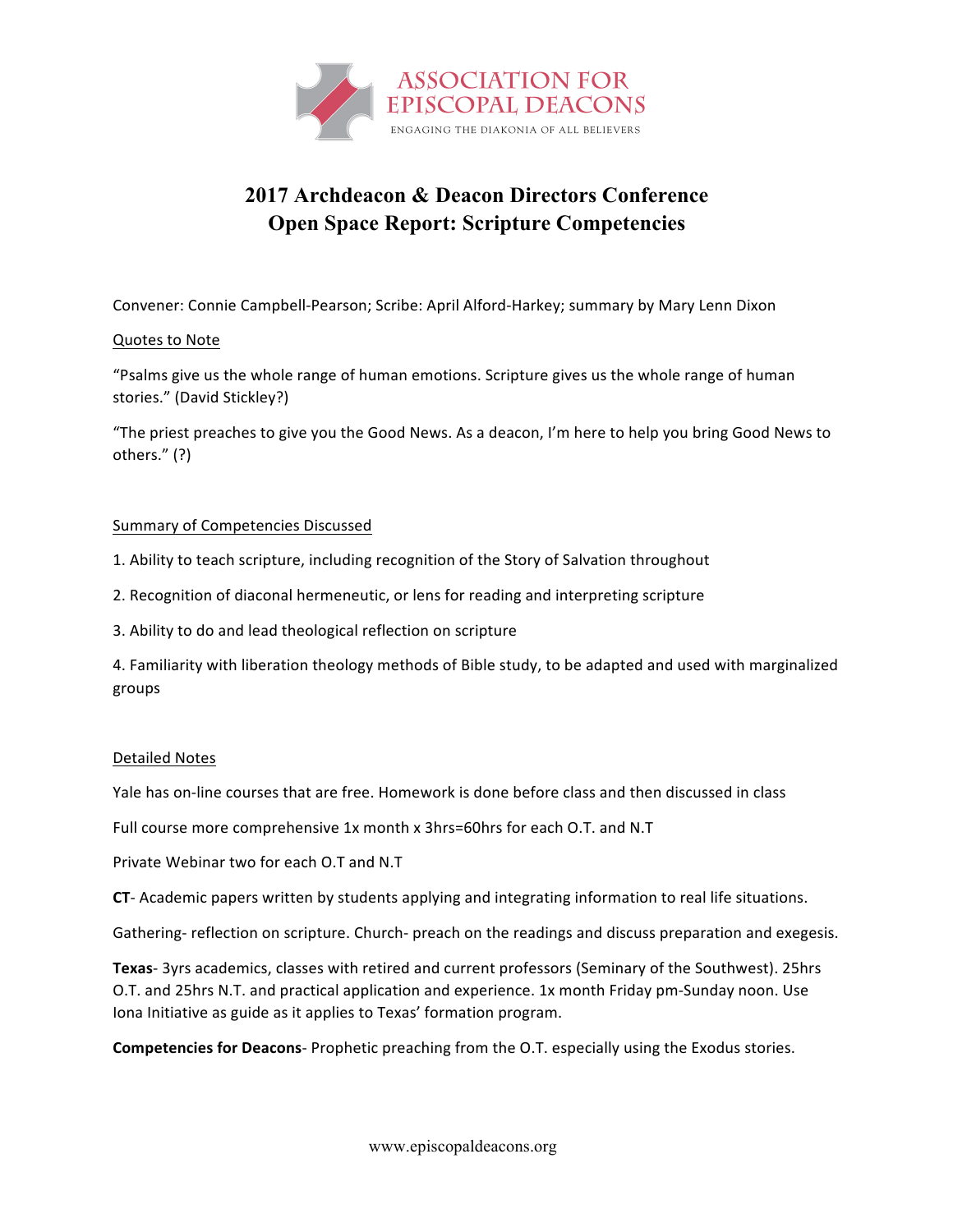ASSOCIATION FOR EPISCOPAL DEACONS

ENGAGING THE DIAKONIA OF ALL BELIEVERS

# 2017 Archdeacon & Deacon Directors Conference
# Open Space Report: Scripture Competencies

Convener: Connie Campbell-Pearson; Scribe: April Alford-Harkey; summary by Mary Lenn Dixon

Quotes to Note

"Psalms give us the whole range of human emotions. Scripture gives us the whole range of human stories." (David Stickley?)

"The priest preaches to give you the Good News. As a deacon, I'm here to help you bring Good News to others." (?)

Summary of Competencies Discussed

1. Ability to teach scripture, including recognition of the Story of Salvation throughout
2. Recognition of diaconal hermeneutic, or lens for reading and interpreting scripture
3. Ability to do and lead theological reflection on scripture
4. Familiarity with liberation theology methods of Bible study, to be adapted and used with marginalized groups

Detailed Notes

Yale has on-line courses that are free. Homework is done before class and then discussed in class

Full course more comprehensive 1x month x 3hrs=60hrs for each O.T. and N.T

Private Webinar two for each O.T and N.T

**CT**- Academic papers written by students applying and integrating information to real life situations.

Gathering- reflection on scripture. Church- preach on the readings and discuss preparation and exegesis.

**Texas**- 3yrs academics, classes with retired and current professors (Seminary of the Southwest). 25hrs O.T. and 25hrs N.T. and practical application and experience. 1x month Friday pm-Sunday noon. Use Iona Initiative as guide as it applies to Texas' formation program.

**Competencies for Deacons**- Prophetic preaching from the O.T. especially using the Exodus stories.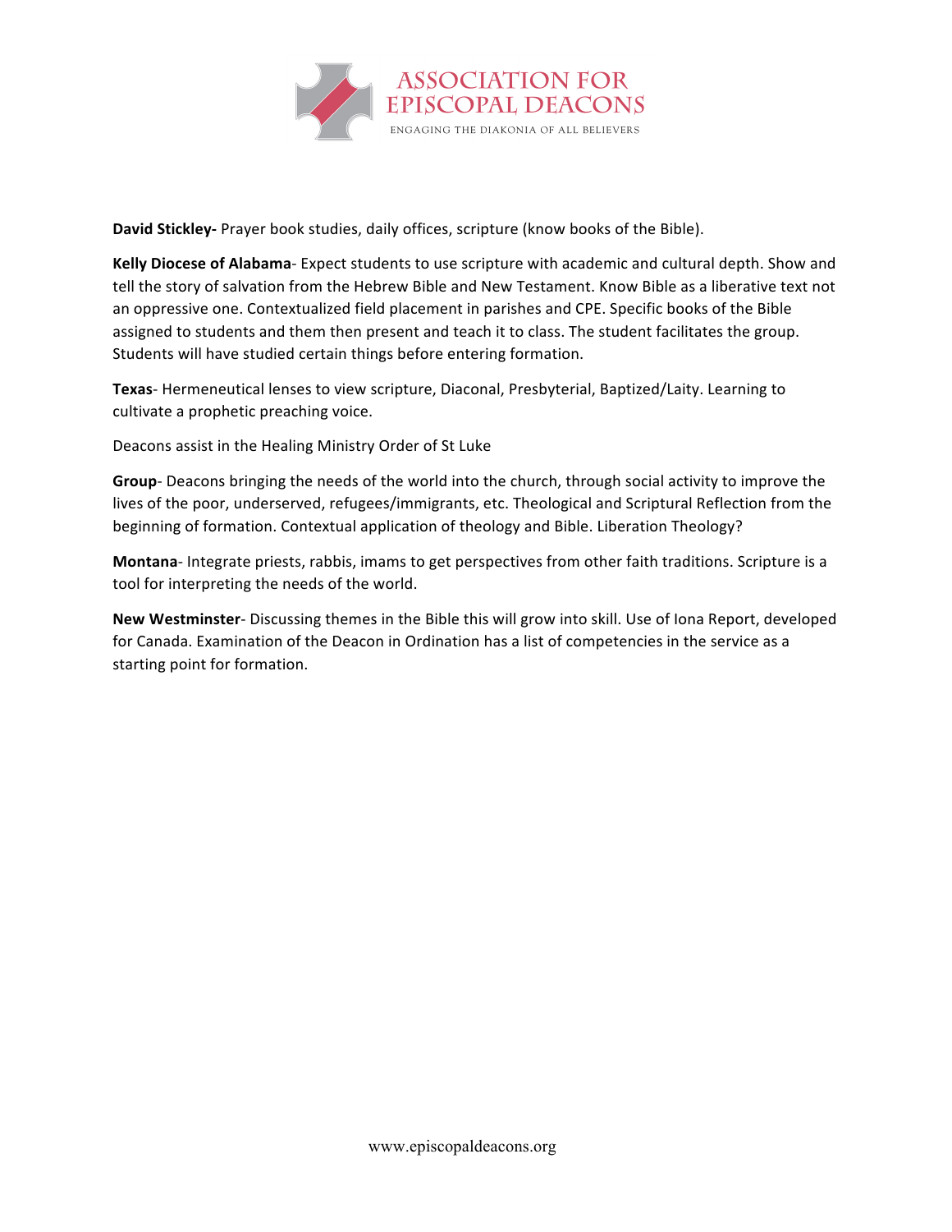**David Stickley-** Prayer book studies, daily offices, scripture (know books of the Bible).

**Kelly Diocese of Alabama**- Expect students to use scripture with academic and cultural depth. Show and tell the story of salvation from the Hebrew Bible and New Testament. Know Bible as a liberative text not an oppressive one. Contextualized field placement in parishes and CPE. Specific books of the Bible assigned to students and them then present and teach it to class. The student facilitates the group. Students will have studied certain things before entering formation.

**Texas**- Hermeneutical lenses to view scripture, Diaconal, Presbyterial, Baptized/Laity. Learning to cultivate a prophetic preaching voice.

Deacons assist in the Healing Ministry Order of St Luke

**Group**- Deacons bringing the needs of the world into the church, through social activity to improve the lives of the poor, underserved, refugees/immigrants, etc. Theological and Scriptural Reflection from the beginning of formation. Contextual application of theology and Bible. Liberation Theology?

**Montana**- Integrate priests, rabbis, imams to get perspectives from other faith traditions. Scripture is a tool for interpreting the needs of the world.

**New Westminster**- Discussing themes in the Bible this will grow into skill. Use of Iona Report, developed for Canada. Examination of the Deacon in Ordination has a list of competencies in the service as a starting point for formation.